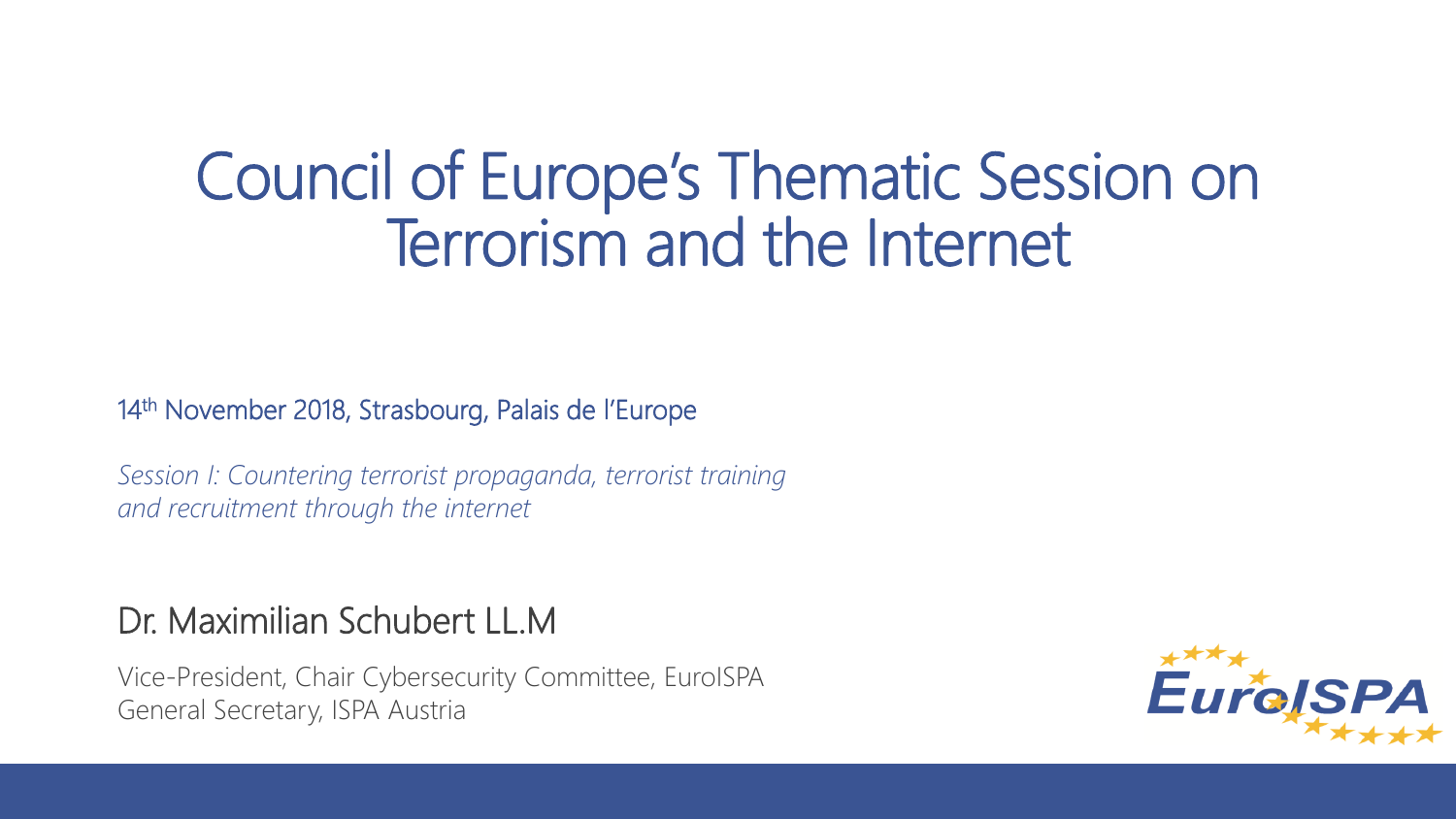# Council of Europe's Thematic Session on Terrorism and the Internet

14th November 2018, Strasbourg, Palais de l'Europe

*Session I: Countering terrorist propaganda, terrorist training and recruitment through the internet*

## Dr. Maximilian Schubert LL.M

Vice-President, Chair Cybersecurity Committee, EuroISPA
General Secretary, ISPA Austria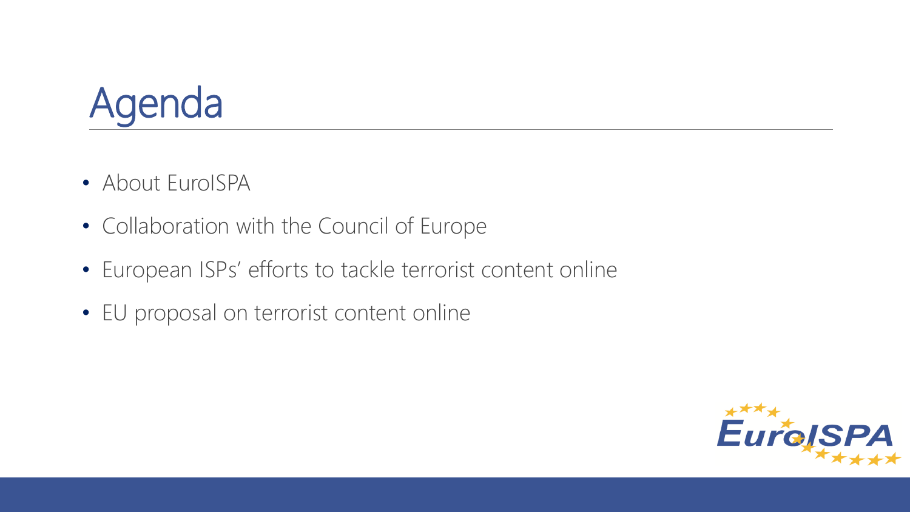# Agenda

- About EuroISPA
- Collaboration with the Council of Europe
- European ISPs' efforts to tackle terrorist content online
- EU proposal on terrorist content online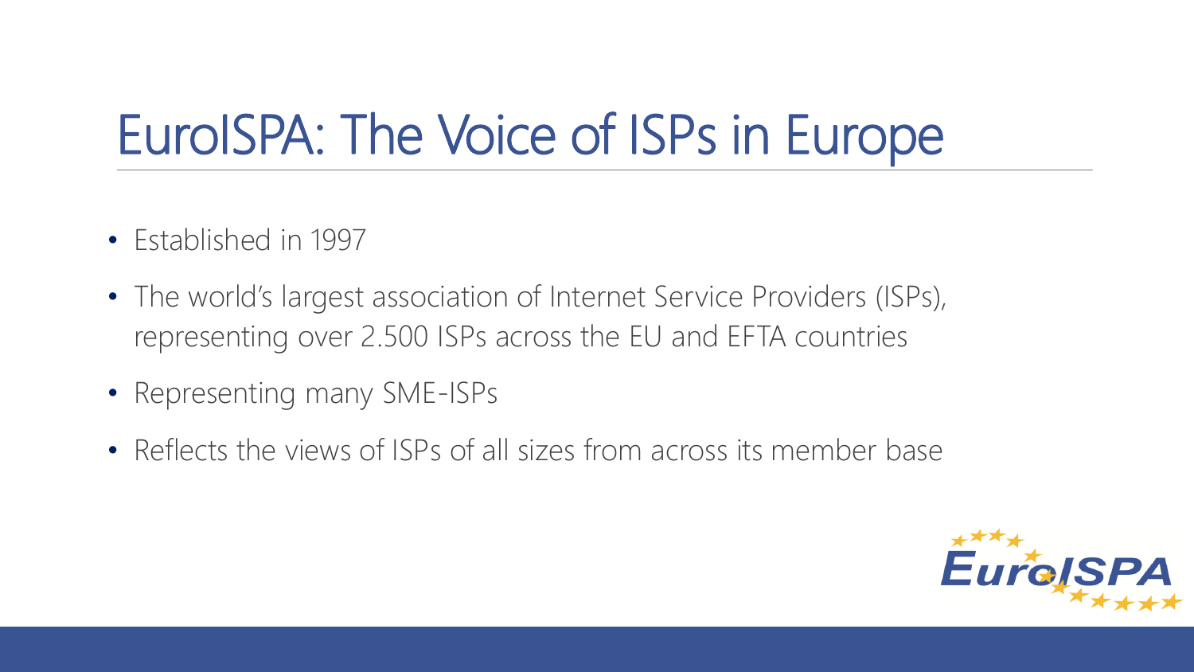# EuroISPA: The Voice of ISPs in Europe

- Established in 1997
- The world's largest association of Internet Service Providers (ISPs), representing over 2.500 ISPs across the EU and EFTA countries
- Representing many SME-ISPs
- Reflects the views of ISPs of all sizes from across its member base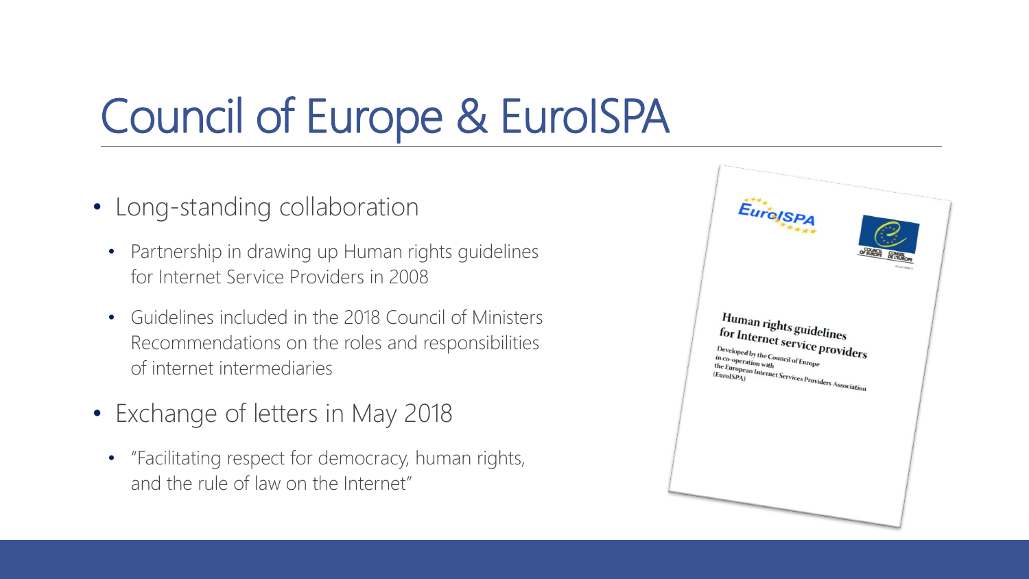# Council of Europe & EuroISPA

- Long-standing collaboration
  - Partnership in drawing up Human rights guidelines for Internet Service Providers in 2008
  - Guidelines included in the 2018 Council of Ministers Recommendations on the roles and responsibilities of internet intermediaries
- Exchange of letters in May 2018
  - "Facilitating respect for democracy, human rights, and the rule of law on the Internet"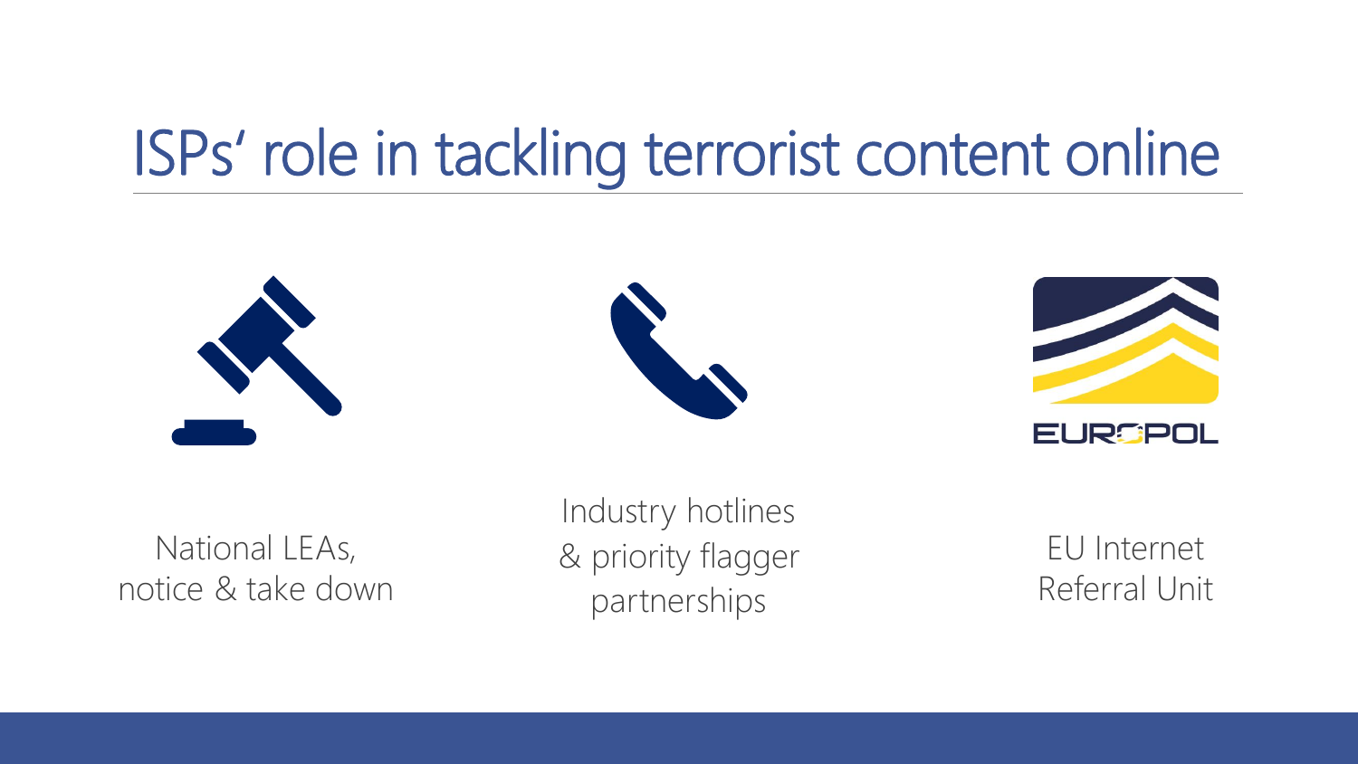# ISPs' role in tackling terrorist content online

National LEAs, notice & take down

Industry hotlines & priority flagger partnerships

EU Internet Referral Unit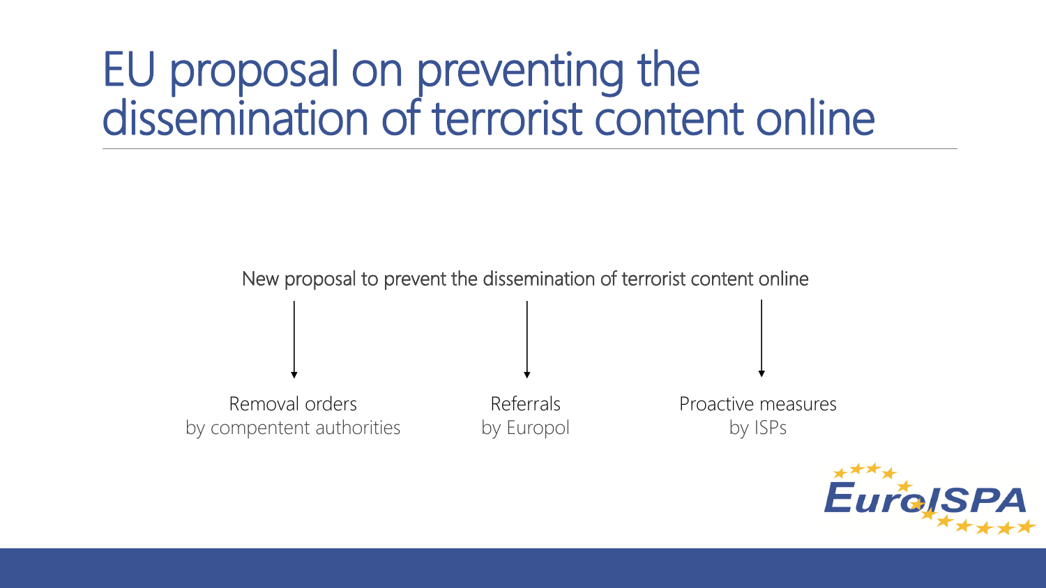# EU proposal on preventing the dissemination of terrorist content online

New proposal to prevent the dissemination of terrorist content online

- Removal orders by compentent authorities
- Referrals by Europol
- Proactive measures by ISPs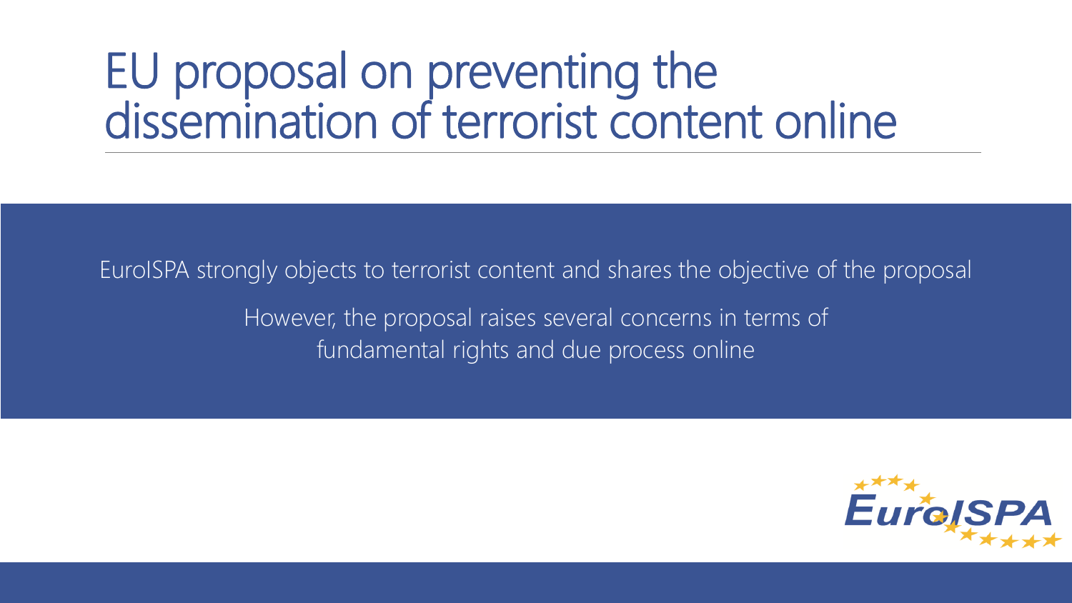# EU proposal on preventing the dissemination of terrorist content online

EuroISPA strongly objects to terrorist content and shares the objective of the proposal

However, the proposal raises several concerns in terms of fundamental rights and due process online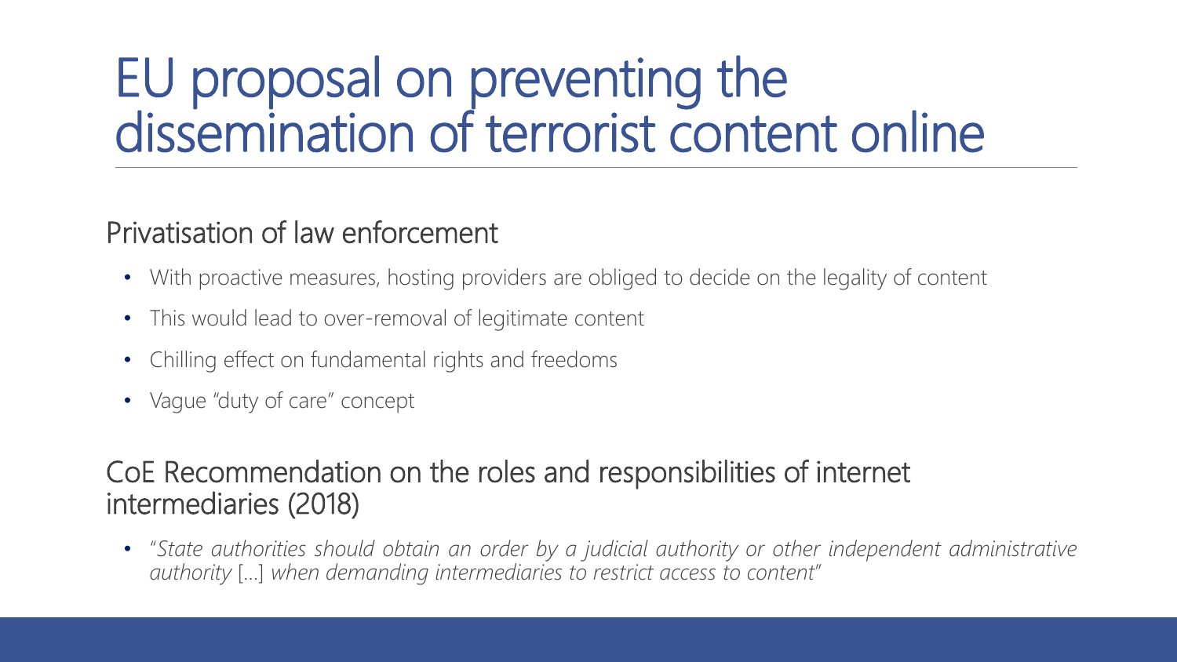# EU proposal on preventing the dissemination of terrorist content online

## Privatisation of law enforcement

- With proactive measures, hosting providers are obliged to decide on the legality of content
- This would lead to over-removal of legitimate content
- Chilling effect on fundamental rights and freedoms
- Vague "duty of care" concept

## CoE Recommendation on the roles and responsibilities of internet intermediaries (2018)

- "*State authorities should obtain an order by a judicial authority or other independent administrative authority* […] *when demanding intermediaries to restrict access to content*"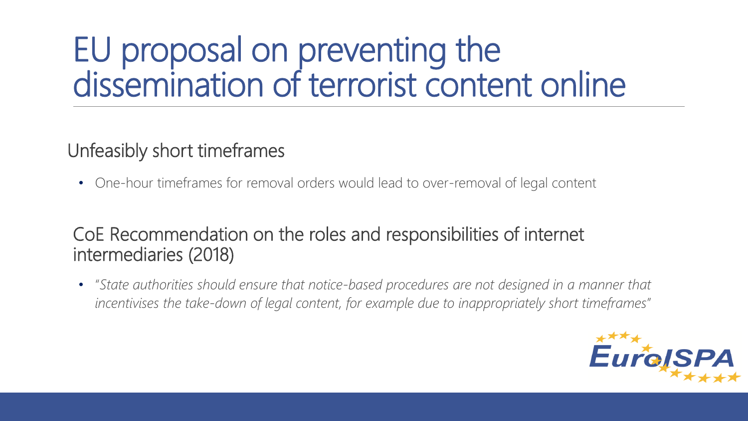# EU proposal on preventing the dissemination of terrorist content online

## Unfeasibly short timeframes

- One-hour timeframes for removal orders would lead to over-removal of legal content

## CoE Recommendation on the roles and responsibilities of internet intermediaries (2018)

- *"State authorities should ensure that notice-based procedures are not designed in a manner that incentivises the take-down of legal content, for example due to inappropriately short timeframes"*

EuroISPA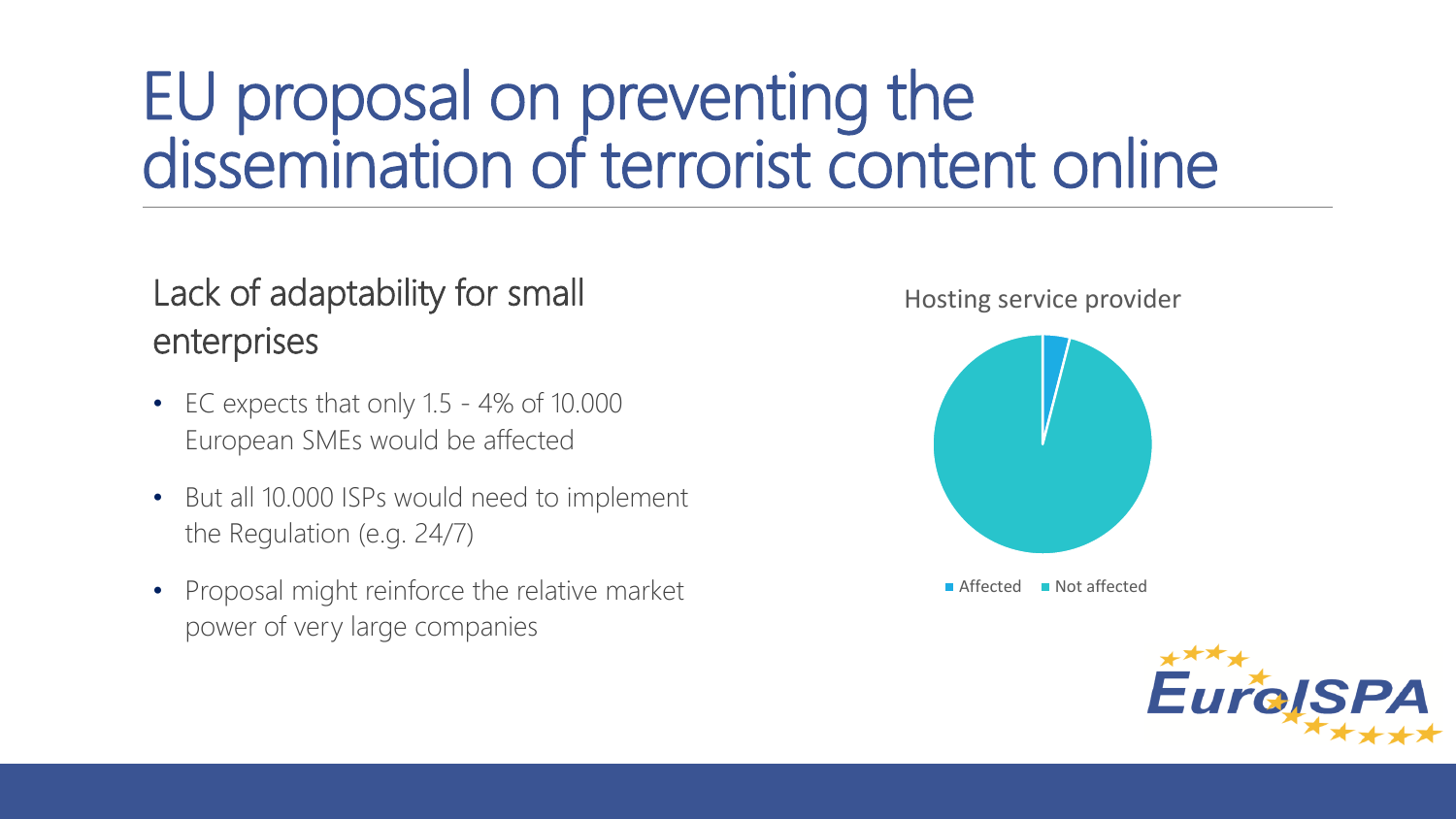# EU proposal on preventing the dissemination of terrorist content online

## Lack of adaptability for small enterprises

- EC expects that only 1.5 - 4% of 10.000 European SMEs would be affected
- But all 10.000 ISPs would need to implement the Regulation (e.g. 24/7)
- Proposal might reinforce the relative market power of very large companies

Hosting service provider

Affected | Not affected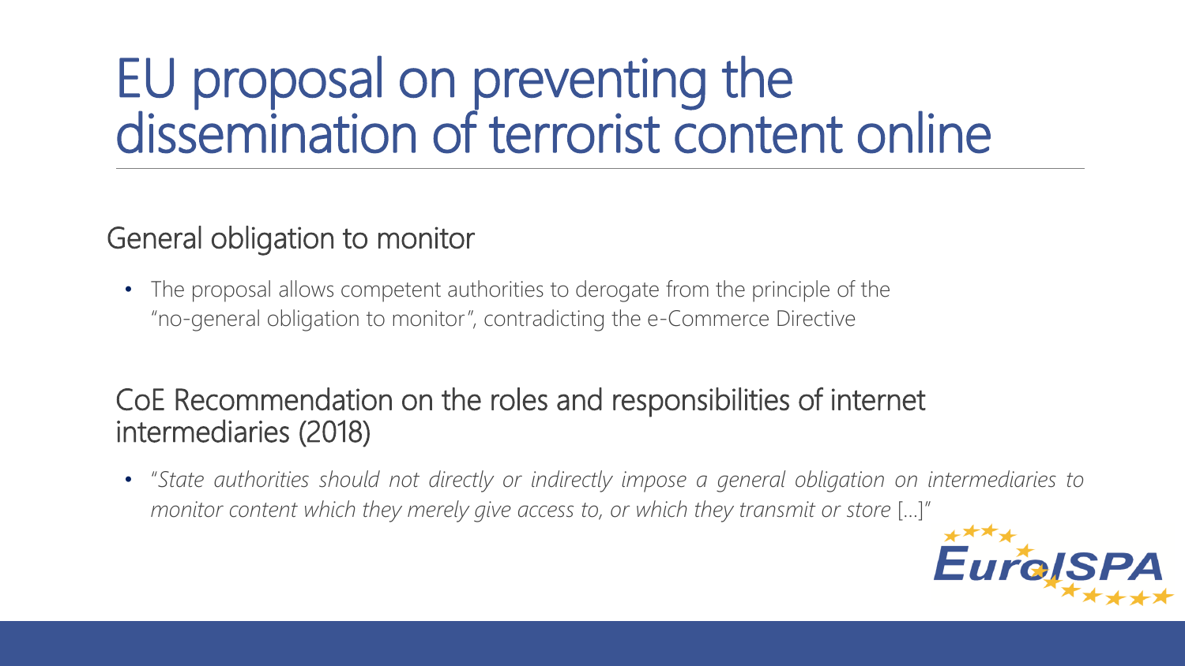# EU proposal on preventing the dissemination of terrorist content online

## General obligation to monitor

- The proposal allows competent authorities to derogate from the principle of the "no-general obligation to monitor", contradicting the e-Commerce Directive

## CoE Recommendation on the roles and responsibilities of internet intermediaries (2018)

- "*State authorities should not directly or indirectly impose a general obligation on intermediaries to monitor content which they merely give access to, or which they transmit or store* […]"

EuroISPA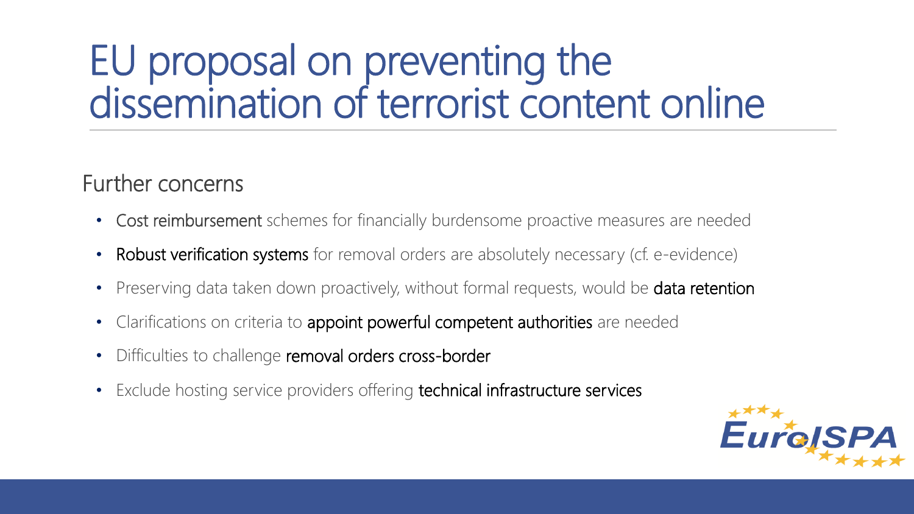# EU proposal on preventing the dissemination of terrorist content online

## Further concerns

- **Cost reimbursement** schemes for financially burdensome proactive measures are needed
- **Robust verification systems** for removal orders are absolutely necessary (cf. e-evidence)
- Preserving data taken down proactively, without formal requests, would be **data retention**
- Clarifications on criteria to **appoint powerful competent authorities** are needed
- Difficulties to challenge **removal orders cross-border**
- Exclude hosting service providers offering **technical infrastructure services**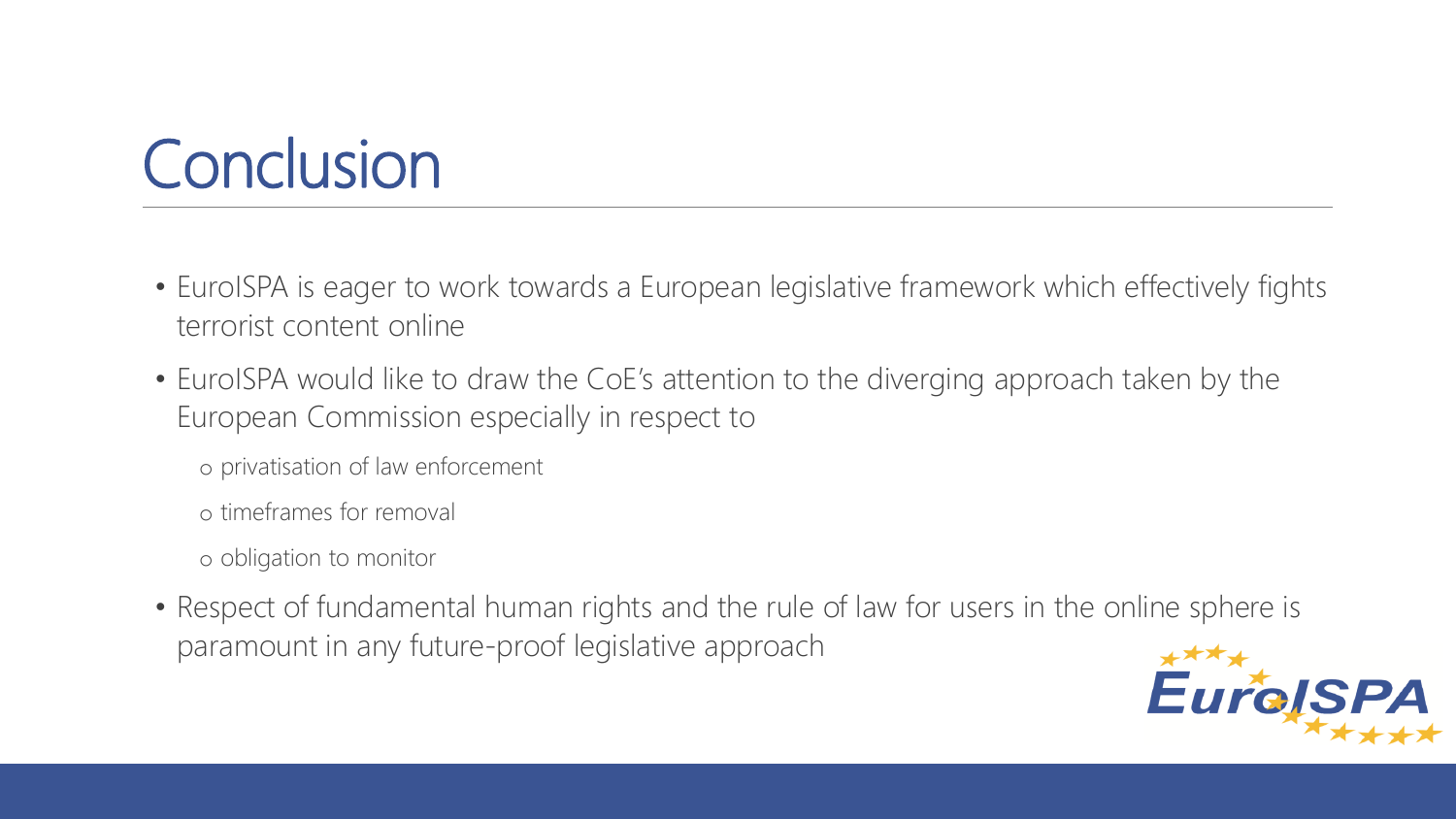# Conclusion

- EuroISPA is eager to work towards a European legislative framework which effectively fights terrorist content online
- EuroISPA would like to draw the CoE's attention to the diverging approach taken by the European Commission especially in respect to
  - privatisation of law enforcement
  - timeframes for removal
  - obligation to monitor
- Respect of fundamental human rights and the rule of law for users in the online sphere is paramount in any future-proof legislative approach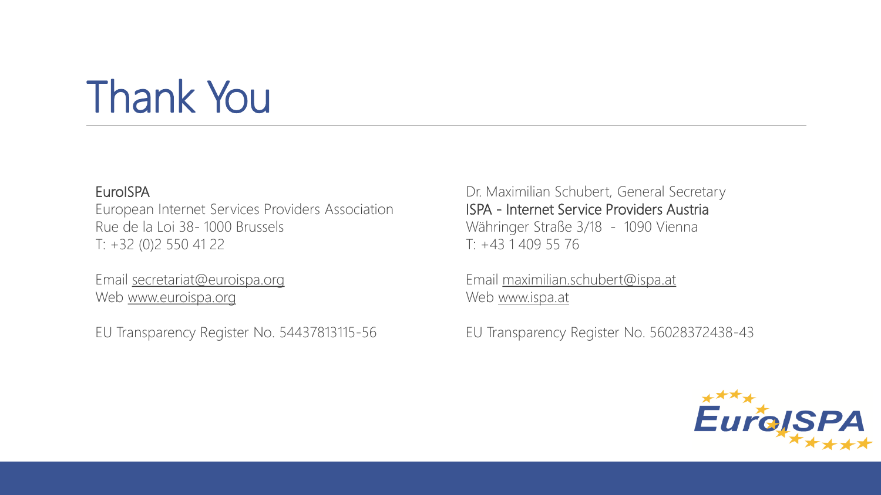# Thank You

EuroISPA
European Internet Services Providers Association
Rue de la Loi 38- 1000 Brussels
T: +32 (0)2 550 41 22

Email secretariat@euroispa.org
Web www.euroispa.org

EU Transparency Register No. 54437813115-56

Dr. Maximilian Schubert, General Secretary
ISPA - Internet Service Providers Austria
Währinger Straße 3/18 - 1090 Vienna
T: +43 1 409 55 76

Email maximilian.schubert@ispa.at
Web www.ispa.at

EU Transparency Register No. 56028372438-43

EuroISPA